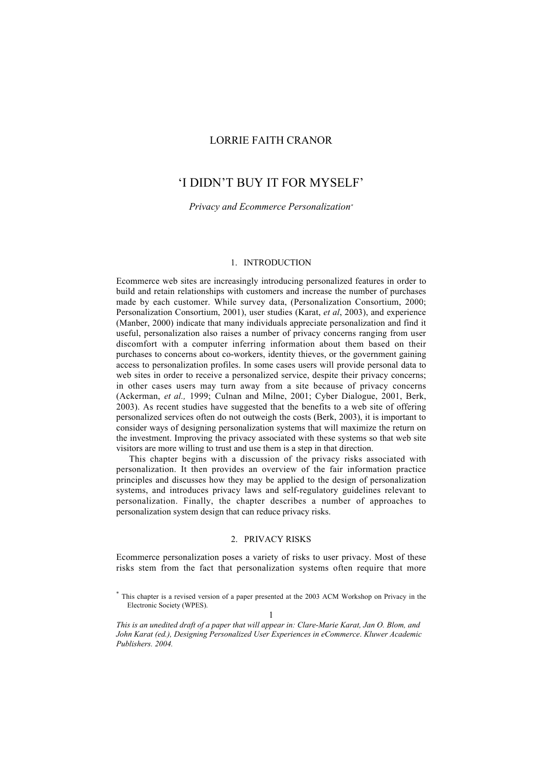LORRIE FAITH CRANOR

# 'I DIDN'T BUY IT FOR MYSELF'

*Privacy and Ecommerce Personalization*[*]

## 1. INTRODUCTION

Ecommerce web sites are increasingly introducing personalized features in order to build and retain relationships with customers and increase the number of purchases made by each customer. While survey data, (Personalization Consortium, 2000; Personalization Consortium, 2001), user studies (Karat, *et al*, 2003), and experience (Manber, 2000) indicate that many individuals appreciate personalization and find it useful, personalization also raises a number of privacy concerns ranging from user discomfort with a computer inferring information about them based on their purchases to concerns about co-workers, identity thieves, or the government gaining access to personalization profiles. In some cases users will provide personal data to web sites in order to receive a personalized service, despite their privacy concerns; in other cases users may turn away from a site because of privacy concerns (Ackerman, *et al.,* 1999; Culnan and Milne, 2001; Cyber Dialogue, 2001, Berk, 2003). As recent studies have suggested that the benefits to a web site of offering personalized services often do not outweigh the costs (Berk, 2003), it is important to consider ways of designing personalization systems that will maximize the return on the investment. Improving the privacy associated with these systems so that web site visitors are more willing to trust and use them is a step in that direction.

This chapter begins with a discussion of the privacy risks associated with personalization. It then provides an overview of the fair information practice principles and discusses how they may be applied to the design of personalization systems, and introduces privacy laws and self-regulatory guidelines relevant to personalization. Finally, the chapter describes a number of approaches to personalization system design that can reduce privacy risks.

## 2. PRIVACY RISKS

Ecommerce personalization poses a variety of risks to user privacy. Most of these risks stem from the fact that personalization systems often require that more

[*] This chapter is a revised version of a paper presented at the 2003 ACM Workshop on Privacy in the Electronic Society (WPES).

*This is an unedited draft of a paper that will appear in: Clare-Marie Karat, Jan O. Blom, and John Karat (ed.), Designing Personalized User Experiences in eCommerce. Kluwer Academic Publishers. 2004.*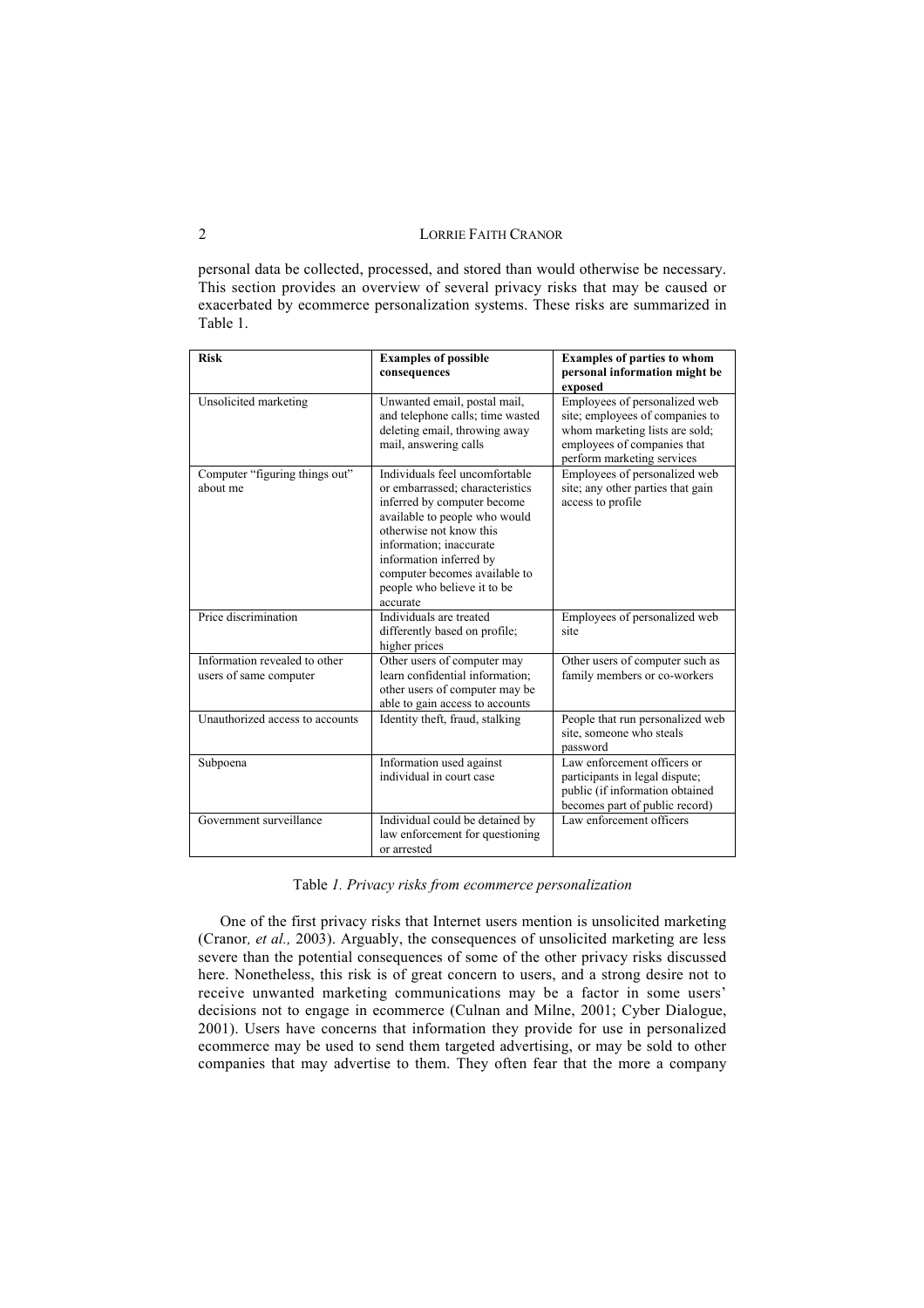personal data be collected, processed, and stored than would otherwise be necessary. This section provides an overview of several privacy risks that may be caused or exacerbated by ecommerce personalization systems. These risks are summarized in Table 1.

| **Risk** | **Examples of possible consequences** | **Examples of parties to whom personal information might be exposed** |
|---|---|---|
| Unsolicited marketing | Unwanted email, postal mail, and telephone calls; time wasted deleting email, throwing away mail, answering calls | Employees of personalized web site; employees of companies to whom marketing lists are sold; employees of companies that perform marketing services |
| Computer "figuring things out" about me | Individuals feel uncomfortable or embarrassed; characteristics inferred by computer become available to people who would otherwise not know this information; inaccurate information inferred by computer becomes available to people who believe it to be accurate | Employees of personalized web site; any other parties that gain access to profile |
| Price discrimination | Individuals are treated differently based on profile; higher prices | Employees of personalized web site |
| Information revealed to other users of same computer | Other users of computer may learn confidential information; other users of computer may be able to gain access to accounts | Other users of computer such as family members or co-workers |
| Unauthorized access to accounts | Identity theft, fraud, stalking | People that run personalized web site, someone who steals password |
| Subpoena | Information used against individual in court case | Law enforcement officers or participants in legal dispute; public (if information obtained becomes part of public record) |
| Government surveillance | Individual could be detained by law enforcement for questioning or arrested | Law enforcement officers |

Table *1. Privacy risks from ecommerce personalization*

One of the first privacy risks that Internet users mention is unsolicited marketing (Cranor*, et al.,* 2003). Arguably, the consequences of unsolicited marketing are less severe than the potential consequences of some of the other privacy risks discussed here. Nonetheless, this risk is of great concern to users, and a strong desire not to receive unwanted marketing communications may be a factor in some users' decisions not to engage in ecommerce (Culnan and Milne, 2001; Cyber Dialogue, 2001). Users have concerns that information they provide for use in personalized ecommerce may be used to send them targeted advertising, or may be sold to other companies that may advertise to them. They often fear that the more a company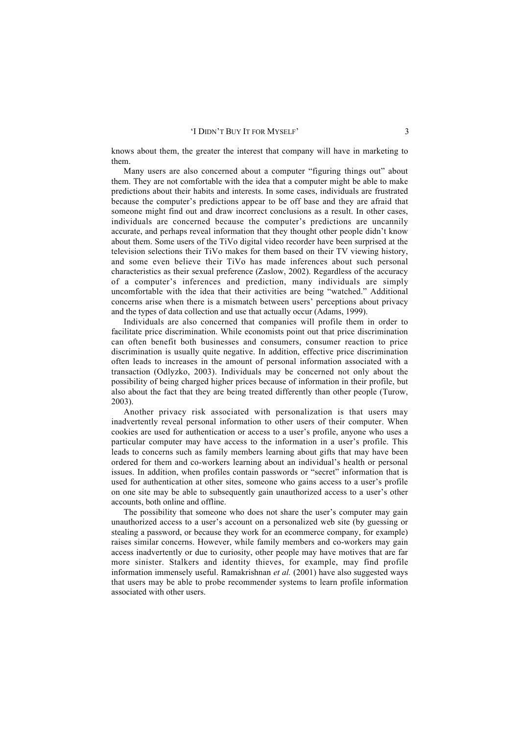knows about them, the greater the interest that company will have in marketing to them.

Many users are also concerned about a computer "figuring things out" about them. They are not comfortable with the idea that a computer might be able to make predictions about their habits and interests. In some cases, individuals are frustrated because the computer's predictions appear to be off base and they are afraid that someone might find out and draw incorrect conclusions as a result. In other cases, individuals are concerned because the computer's predictions are uncannily accurate, and perhaps reveal information that they thought other people didn't know about them. Some users of the TiVo digital video recorder have been surprised at the television selections their TiVo makes for them based on their TV viewing history, and some even believe their TiVo has made inferences about such personal characteristics as their sexual preference (Zaslow, 2002). Regardless of the accuracy of a computer's inferences and prediction, many individuals are simply uncomfortable with the idea that their activities are being "watched." Additional concerns arise when there is a mismatch between users' perceptions about privacy and the types of data collection and use that actually occur (Adams, 1999).

Individuals are also concerned that companies will profile them in order to facilitate price discrimination. While economists point out that price discrimination can often benefit both businesses and consumers, consumer reaction to price discrimination is usually quite negative. In addition, effective price discrimination often leads to increases in the amount of personal information associated with a transaction (Odlyzko, 2003). Individuals may be concerned not only about the possibility of being charged higher prices because of information in their profile, but also about the fact that they are being treated differently than other people (Turow, 2003).

Another privacy risk associated with personalization is that users may inadvertently reveal personal information to other users of their computer. When cookies are used for authentication or access to a user's profile, anyone who uses a particular computer may have access to the information in a user's profile. This leads to concerns such as family members learning about gifts that may have been ordered for them and co-workers learning about an individual's health or personal issues. In addition, when profiles contain passwords or "secret" information that is used for authentication at other sites, someone who gains access to a user's profile on one site may be able to subsequently gain unauthorized access to a user's other accounts, both online and offline.

The possibility that someone who does not share the user's computer may gain unauthorized access to a user's account on a personalized web site (by guessing or stealing a password, or because they work for an ecommerce company, for example) raises similar concerns. However, while family members and co-workers may gain access inadvertently or due to curiosity, other people may have motives that are far more sinister. Stalkers and identity thieves, for example, may find profile information immensely useful. Ramakrishnan *et al.* (2001) have also suggested ways that users may be able to probe recommender systems to learn profile information associated with other users.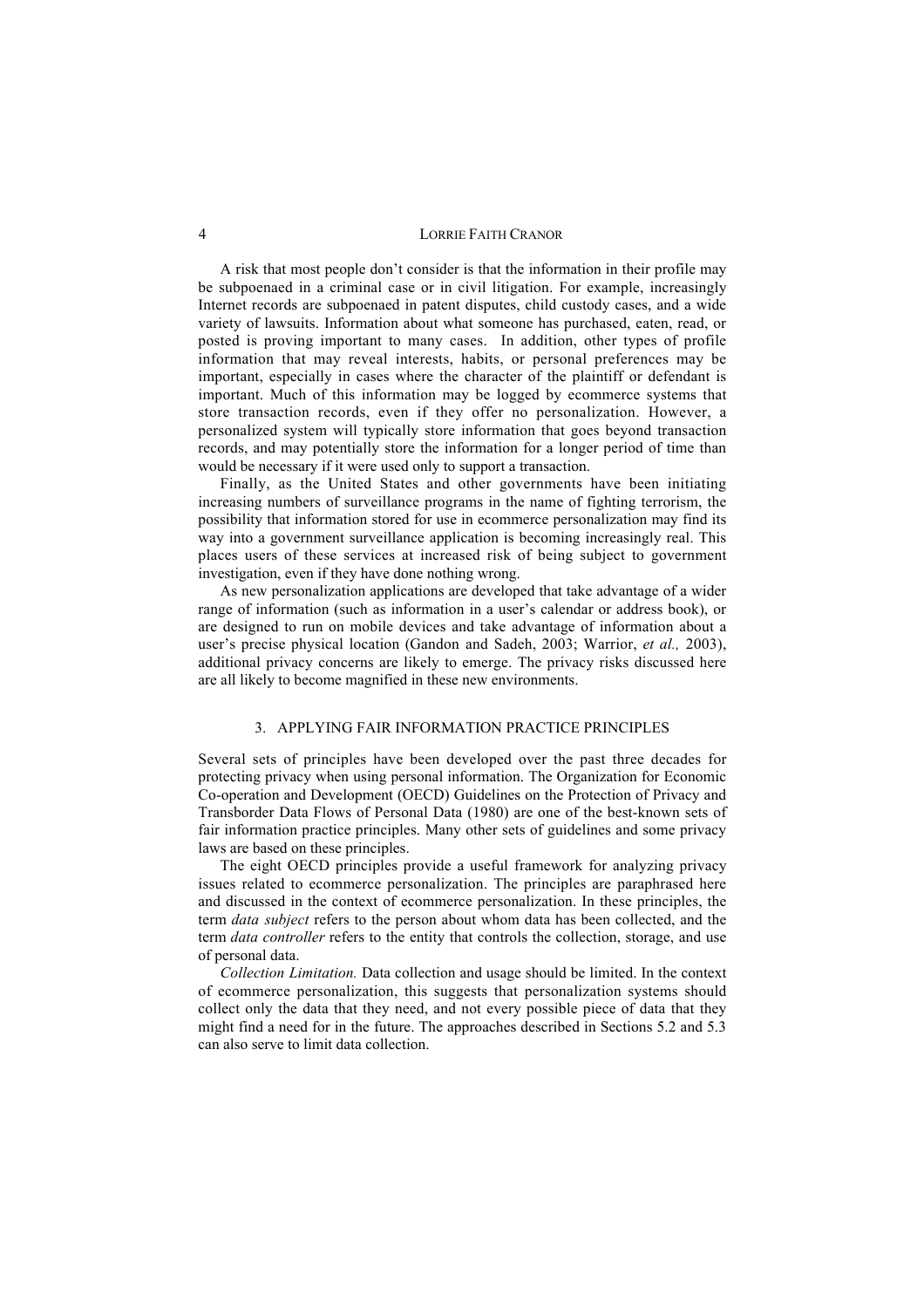A risk that most people don't consider is that the information in their profile may be subpoenaed in a criminal case or in civil litigation. For example, increasingly Internet records are subpoenaed in patent disputes, child custody cases, and a wide variety of lawsuits. Information about what someone has purchased, eaten, read, or posted is proving important to many cases. In addition, other types of profile information that may reveal interests, habits, or personal preferences may be important, especially in cases where the character of the plaintiff or defendant is important. Much of this information may be logged by ecommerce systems that store transaction records, even if they offer no personalization. However, a personalized system will typically store information that goes beyond transaction records, and may potentially store the information for a longer period of time than would be necessary if it were used only to support a transaction.

Finally, as the United States and other governments have been initiating increasing numbers of surveillance programs in the name of fighting terrorism, the possibility that information stored for use in ecommerce personalization may find its way into a government surveillance application is becoming increasingly real. This places users of these services at increased risk of being subject to government investigation, even if they have done nothing wrong.

As new personalization applications are developed that take advantage of a wider range of information (such as information in a user's calendar or address book), or are designed to run on mobile devices and take advantage of information about a user's precise physical location (Gandon and Sadeh, 2003; Warrior, *et al.,* 2003), additional privacy concerns are likely to emerge. The privacy risks discussed here are all likely to become magnified in these new environments.

## 3. APPLYING FAIR INFORMATION PRACTICE PRINCIPLES

Several sets of principles have been developed over the past three decades for protecting privacy when using personal information. The Organization for Economic Co-operation and Development (OECD) Guidelines on the Protection of Privacy and Transborder Data Flows of Personal Data (1980) are one of the best-known sets of fair information practice principles. Many other sets of guidelines and some privacy laws are based on these principles.

The eight OECD principles provide a useful framework for analyzing privacy issues related to ecommerce personalization. The principles are paraphrased here and discussed in the context of ecommerce personalization. In these principles, the term *data subject* refers to the person about whom data has been collected, and the term *data controller* refers to the entity that controls the collection, storage, and use of personal data.

*Collection Limitation.* Data collection and usage should be limited. In the context of ecommerce personalization, this suggests that personalization systems should collect only the data that they need, and not every possible piece of data that they might find a need for in the future. The approaches described in Sections 5.2 and 5.3 can also serve to limit data collection.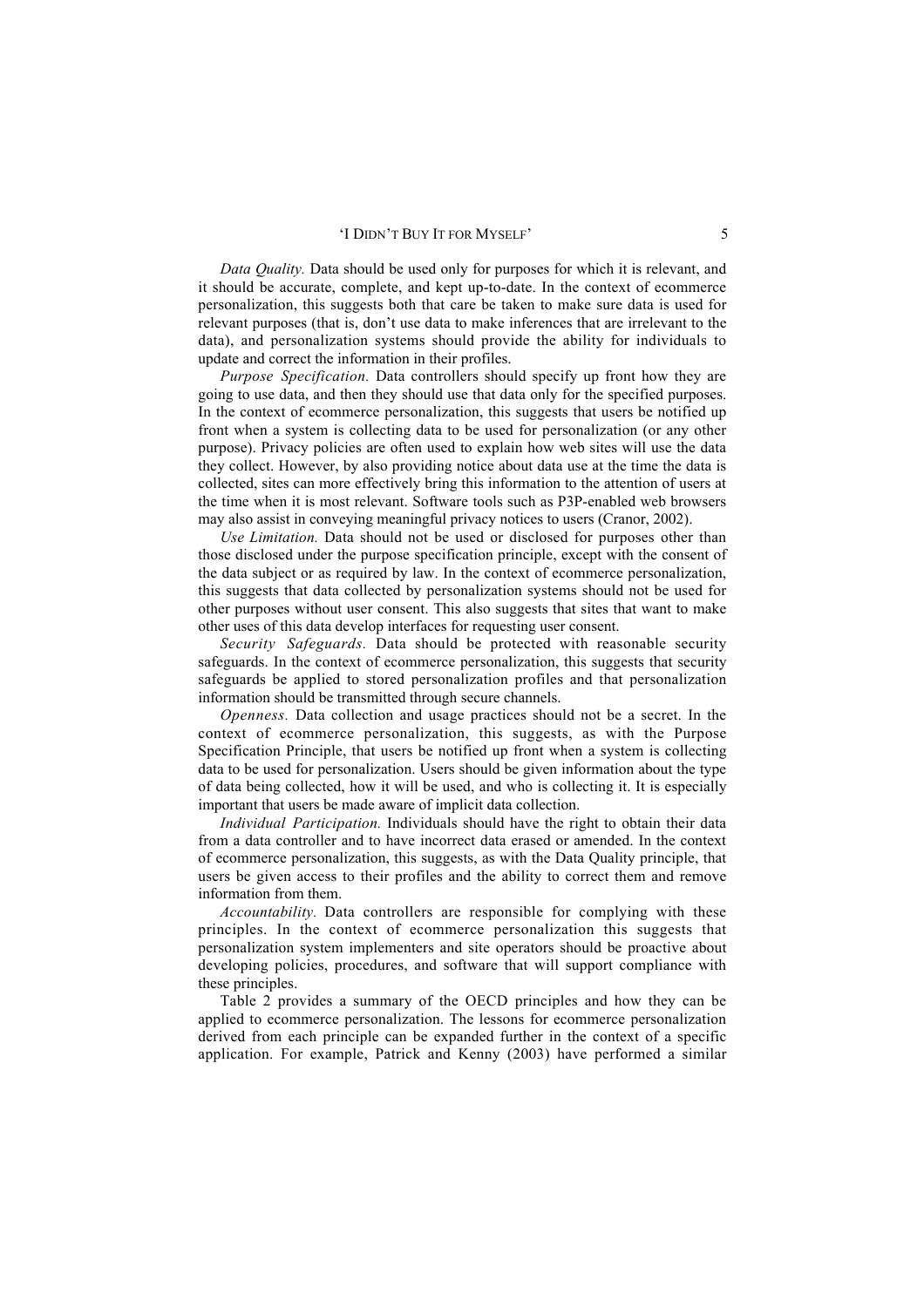*Data Quality.* Data should be used only for purposes for which it is relevant, and it should be accurate, complete, and kept up-to-date. In the context of ecommerce personalization, this suggests both that care be taken to make sure data is used for relevant purposes (that is, don't use data to make inferences that are irrelevant to the data), and personalization systems should provide the ability for individuals to update and correct the information in their profiles.

*Purpose Specification.* Data controllers should specify up front how they are going to use data, and then they should use that data only for the specified purposes. In the context of ecommerce personalization, this suggests that users be notified up front when a system is collecting data to be used for personalization (or any other purpose). Privacy policies are often used to explain how web sites will use the data they collect. However, by also providing notice about data use at the time the data is collected, sites can more effectively bring this information to the attention of users at the time when it is most relevant. Software tools such as P3P-enabled web browsers may also assist in conveying meaningful privacy notices to users (Cranor, 2002).

*Use Limitation.* Data should not be used or disclosed for purposes other than those disclosed under the purpose specification principle, except with the consent of the data subject or as required by law. In the context of ecommerce personalization, this suggests that data collected by personalization systems should not be used for other purposes without user consent. This also suggests that sites that want to make other uses of this data develop interfaces for requesting user consent.

*Security Safeguards.* Data should be protected with reasonable security safeguards. In the context of ecommerce personalization, this suggests that security safeguards be applied to stored personalization profiles and that personalization information should be transmitted through secure channels.

*Openness.* Data collection and usage practices should not be a secret. In the context of ecommerce personalization, this suggests, as with the Purpose Specification Principle, that users be notified up front when a system is collecting data to be used for personalization. Users should be given information about the type of data being collected, how it will be used, and who is collecting it. It is especially important that users be made aware of implicit data collection.

*Individual Participation.* Individuals should have the right to obtain their data from a data controller and to have incorrect data erased or amended. In the context of ecommerce personalization, this suggests, as with the Data Quality principle, that users be given access to their profiles and the ability to correct them and remove information from them.

*Accountability.* Data controllers are responsible for complying with these principles. In the context of ecommerce personalization this suggests that personalization system implementers and site operators should be proactive about developing policies, procedures, and software that will support compliance with these principles.

Table 2 provides a summary of the OECD principles and how they can be applied to ecommerce personalization. The lessons for ecommerce personalization derived from each principle can be expanded further in the context of a specific application. For example, Patrick and Kenny (2003) have performed a similar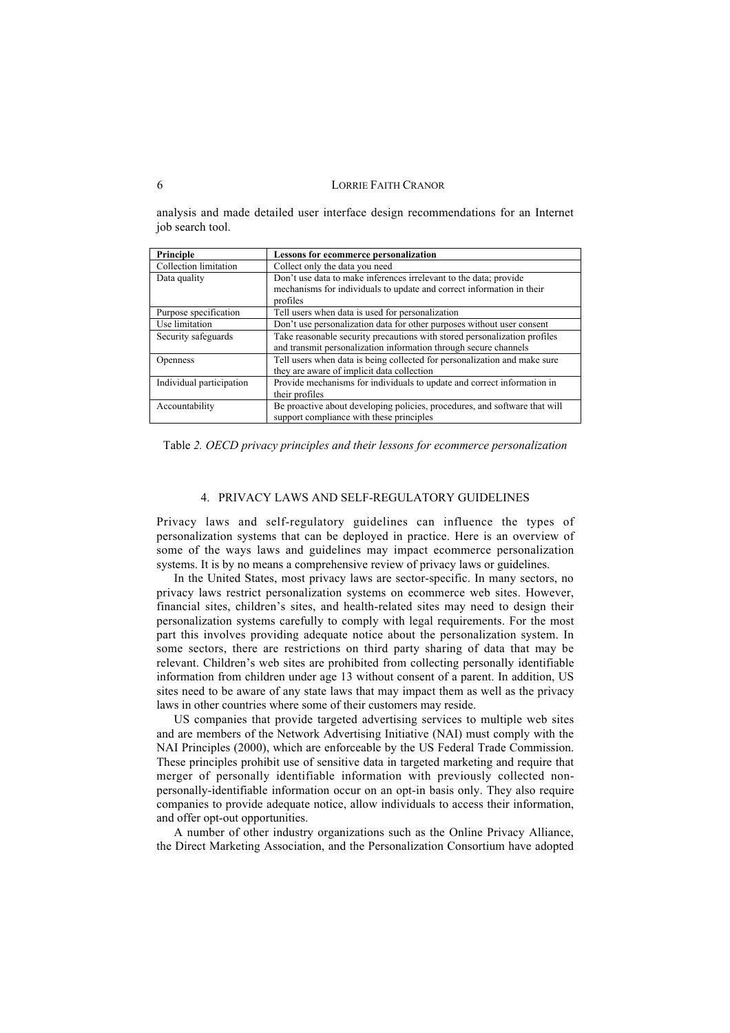analysis and made detailed user interface design recommendations for an Internet job search tool.

| **Principle** | **Lessons for ecommerce personalization** |
|---|---|
| Collection limitation | Collect only the data you need |
| Data quality | Don't use data to make inferences irrelevant to the data; provide mechanisms for individuals to update and correct information in their profiles |
| Purpose specification | Tell users when data is used for personalization |
| Use limitation | Don't use personalization data for other purposes without user consent |
| Security safeguards | Take reasonable security precautions with stored personalization profiles and transmit personalization information through secure channels |
| Openness | Tell users when data is being collected for personalization and make sure they are aware of implicit data collection |
| Individual participation | Provide mechanisms for individuals to update and correct information in their profiles |
| Accountability | Be proactive about developing policies, procedures, and software that will support compliance with these principles |

Table *2. OECD privacy principles and their lessons for ecommerce personalization*

## 4. PRIVACY LAWS AND SELF-REGULATORY GUIDELINES

Privacy laws and self-regulatory guidelines can influence the types of personalization systems that can be deployed in practice. Here is an overview of some of the ways laws and guidelines may impact ecommerce personalization systems. It is by no means a comprehensive review of privacy laws or guidelines.

In the United States, most privacy laws are sector-specific. In many sectors, no privacy laws restrict personalization systems on ecommerce web sites. However, financial sites, children's sites, and health-related sites may need to design their personalization systems carefully to comply with legal requirements. For the most part this involves providing adequate notice about the personalization system. In some sectors, there are restrictions on third party sharing of data that may be relevant. Children's web sites are prohibited from collecting personally identifiable information from children under age 13 without consent of a parent. In addition, US sites need to be aware of any state laws that may impact them as well as the privacy laws in other countries where some of their customers may reside.

US companies that provide targeted advertising services to multiple web sites and are members of the Network Advertising Initiative (NAI) must comply with the NAI Principles (2000), which are enforceable by the US Federal Trade Commission. These principles prohibit use of sensitive data in targeted marketing and require that merger of personally identifiable information with previously collected non-personally-identifiable information occur on an opt-in basis only. They also require companies to provide adequate notice, allow individuals to access their information, and offer opt-out opportunities.

A number of other industry organizations such as the Online Privacy Alliance, the Direct Marketing Association, and the Personalization Consortium have adopted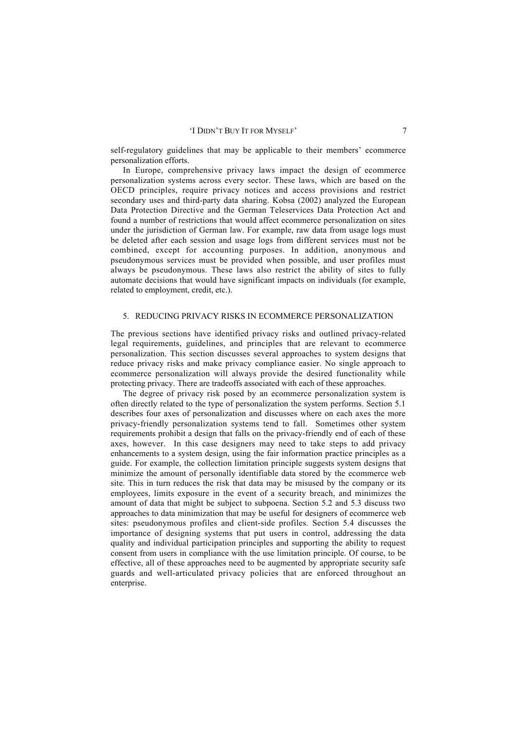self-regulatory guidelines that may be applicable to their members' ecommerce personalization efforts.

In Europe, comprehensive privacy laws impact the design of ecommerce personalization systems across every sector. These laws, which are based on the OECD principles, require privacy notices and access provisions and restrict secondary uses and third-party data sharing. Kobsa (2002) analyzed the European Data Protection Directive and the German Teleservices Data Protection Act and found a number of restrictions that would affect ecommerce personalization on sites under the jurisdiction of German law. For example, raw data from usage logs must be deleted after each session and usage logs from different services must not be combined, except for accounting purposes. In addition, anonymous and pseudonymous services must be provided when possible, and user profiles must always be pseudonymous. These laws also restrict the ability of sites to fully automate decisions that would have significant impacts on individuals (for example, related to employment, credit, etc.).

## 5. REDUCING PRIVACY RISKS IN ECOMMERCE PERSONALIZATION

The previous sections have identified privacy risks and outlined privacy-related legal requirements, guidelines, and principles that are relevant to ecommerce personalization. This section discusses several approaches to system designs that reduce privacy risks and make privacy compliance easier. No single approach to ecommerce personalization will always provide the desired functionality while protecting privacy. There are tradeoffs associated with each of these approaches.

The degree of privacy risk posed by an ecommerce personalization system is often directly related to the type of personalization the system performs. Section 5.1 describes four axes of personalization and discusses where on each axes the more privacy-friendly personalization systems tend to fall. Sometimes other system requirements prohibit a design that falls on the privacy-friendly end of each of these axes, however. In this case designers may need to take steps to add privacy enhancements to a system design, using the fair information practice principles as a guide. For example, the collection limitation principle suggests system designs that minimize the amount of personally identifiable data stored by the ecommerce web site. This in turn reduces the risk that data may be misused by the company or its employees, limits exposure in the event of a security breach, and minimizes the amount of data that might be subject to subpoena. Section 5.2 and 5.3 discuss two approaches to data minimization that may be useful for designers of ecommerce web sites: pseudonymous profiles and client-side profiles. Section 5.4 discusses the importance of designing systems that put users in control, addressing the data quality and individual participation principles and supporting the ability to request consent from users in compliance with the use limitation principle. Of course, to be effective, all of these approaches need to be augmented by appropriate security safe guards and well-articulated privacy policies that are enforced throughout an enterprise.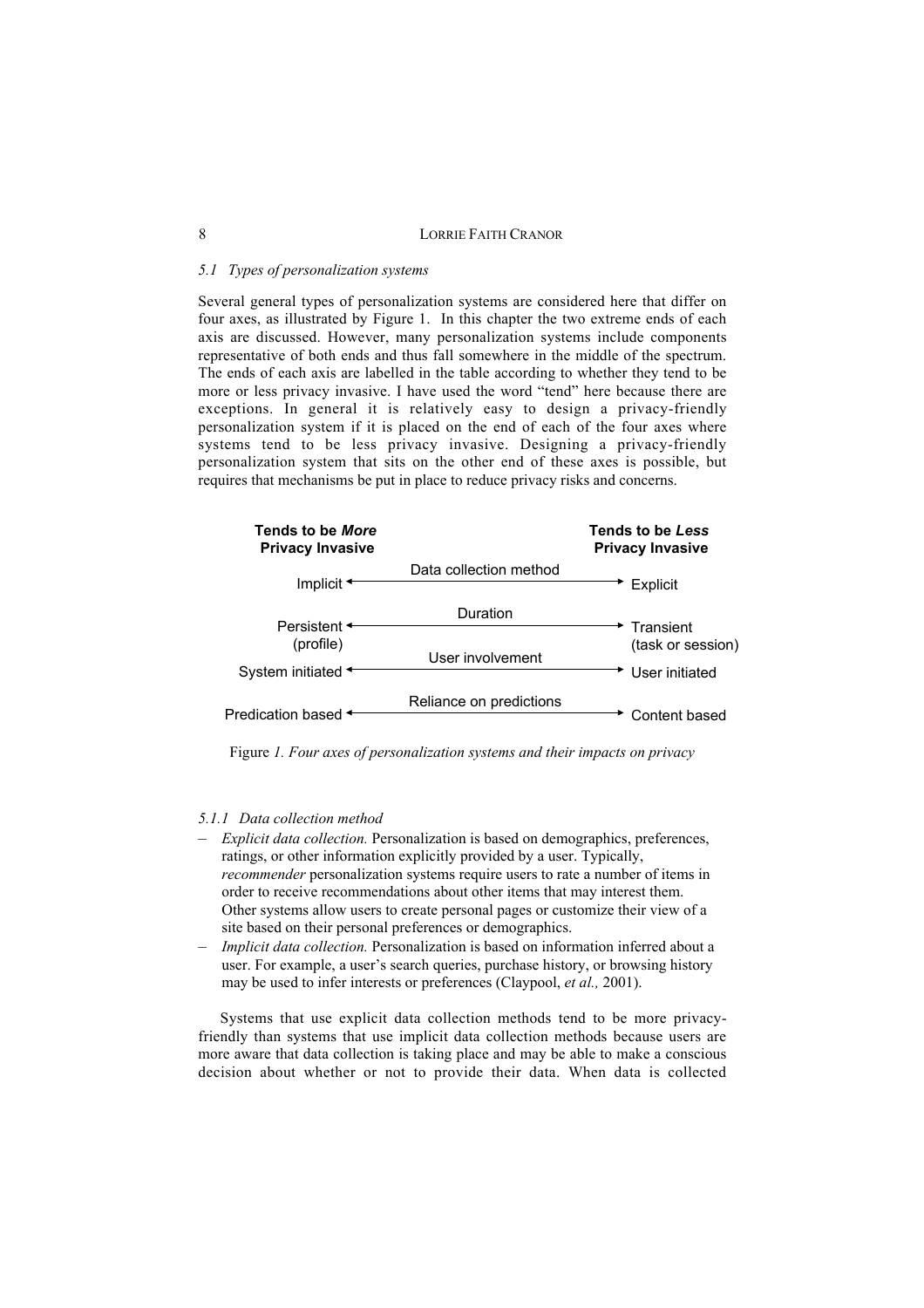### 5.1 Types of personalization systems

Several general types of personalization systems are considered here that differ on four axes, as illustrated by Figure 1. In this chapter the two extreme ends of each axis are discussed. However, many personalization systems include components representative of both ends and thus fall somewhere in the middle of the spectrum. The ends of each axis are labelled in the table according to whether they tend to be more or less privacy invasive. I have used the word "tend" here because there are exceptions. In general it is relatively easy to design a privacy-friendly personalization system if it is placed on the end of each of the four axes where systems tend to be less privacy invasive. Designing a privacy-friendly personalization system that sits on the other end of these axes is possible, but requires that mechanisms be put in place to reduce privacy risks and concerns.

| Tends to be *More* Privacy Invasive | | Tends to be *Less* Privacy Invasive |
|---|---|---|
| Implicit | ← Data collection method → | Explicit |
| Persistent (profile) | ← Duration → | Transient (task or session) |
| System initiated | ← User involvement → | User initiated |
| Predication based | ← Reliance on predictions → | Content based |

Figure *1. Four axes of personalization systems and their impacts on privacy*

#### 5.1.1 Data collection method

- *Explicit data collection.* Personalization is based on demographics, preferences, ratings, or other information explicitly provided by a user. Typically, *recommender* personalization systems require users to rate a number of items in order to receive recommendations about other items that may interest them. Other systems allow users to create personal pages or customize their view of a site based on their personal preferences or demographics.
- *Implicit data collection.* Personalization is based on information inferred about a user. For example, a user's search queries, purchase history, or browsing history may be used to infer interests or preferences (Claypool, *et al.,* 2001).

Systems that use explicit data collection methods tend to be more privacy-friendly than systems that use implicit data collection methods because users are more aware that data collection is taking place and may be able to make a conscious decision about whether or not to provide their data. When data is collected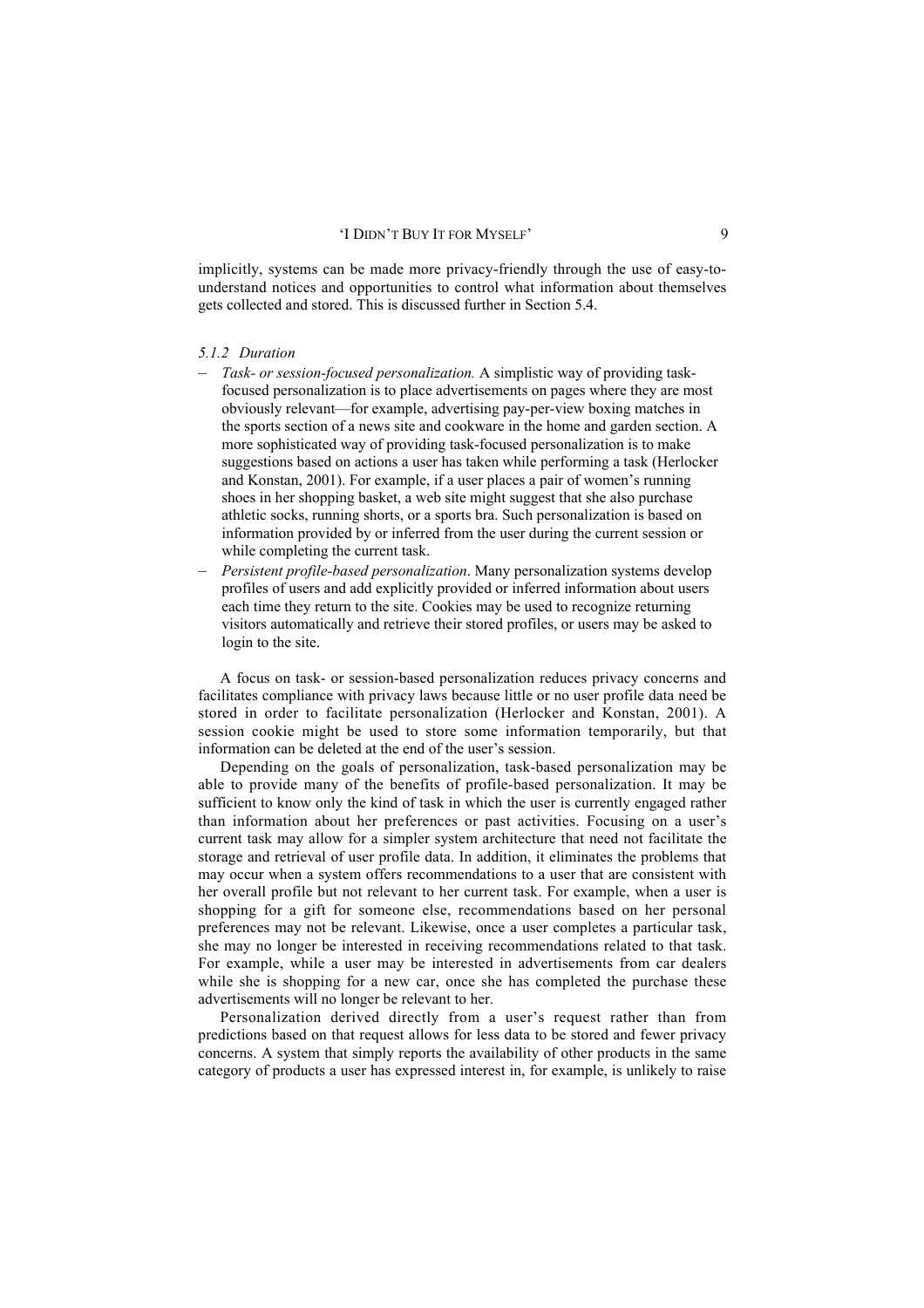implicitly, systems can be made more privacy-friendly through the use of easy-to-understand notices and opportunities to control what information about themselves gets collected and stored. This is discussed further in Section 5.4.

### *5.1.2 Duration*

- *Task- or session-focused personalization.* A simplistic way of providing task-focused personalization is to place advertisements on pages where they are most obviously relevant—for example, advertising pay-per-view boxing matches in the sports section of a news site and cookware in the home and garden section. A more sophisticated way of providing task-focused personalization is to make suggestions based on actions a user has taken while performing a task (Herlocker and Konstan, 2001). For example, if a user places a pair of women's running shoes in her shopping basket, a web site might suggest that she also purchase athletic socks, running shorts, or a sports bra. Such personalization is based on information provided by or inferred from the user during the current session or while completing the current task.
- *Persistent profile-based personalization*. Many personalization systems develop profiles of users and add explicitly provided or inferred information about users each time they return to the site. Cookies may be used to recognize returning visitors automatically and retrieve their stored profiles, or users may be asked to login to the site.

A focus on task- or session-based personalization reduces privacy concerns and facilitates compliance with privacy laws because little or no user profile data need be stored in order to facilitate personalization (Herlocker and Konstan, 2001). A session cookie might be used to store some information temporarily, but that information can be deleted at the end of the user's session.

Depending on the goals of personalization, task-based personalization may be able to provide many of the benefits of profile-based personalization. It may be sufficient to know only the kind of task in which the user is currently engaged rather than information about her preferences or past activities. Focusing on a user's current task may allow for a simpler system architecture that need not facilitate the storage and retrieval of user profile data. In addition, it eliminates the problems that may occur when a system offers recommendations to a user that are consistent with her overall profile but not relevant to her current task. For example, when a user is shopping for a gift for someone else, recommendations based on her personal preferences may not be relevant. Likewise, once a user completes a particular task, she may no longer be interested in receiving recommendations related to that task. For example, while a user may be interested in advertisements from car dealers while she is shopping for a new car, once she has completed the purchase these advertisements will no longer be relevant to her.

Personalization derived directly from a user's request rather than from predictions based on that request allows for less data to be stored and fewer privacy concerns. A system that simply reports the availability of other products in the same category of products a user has expressed interest in, for example, is unlikely to raise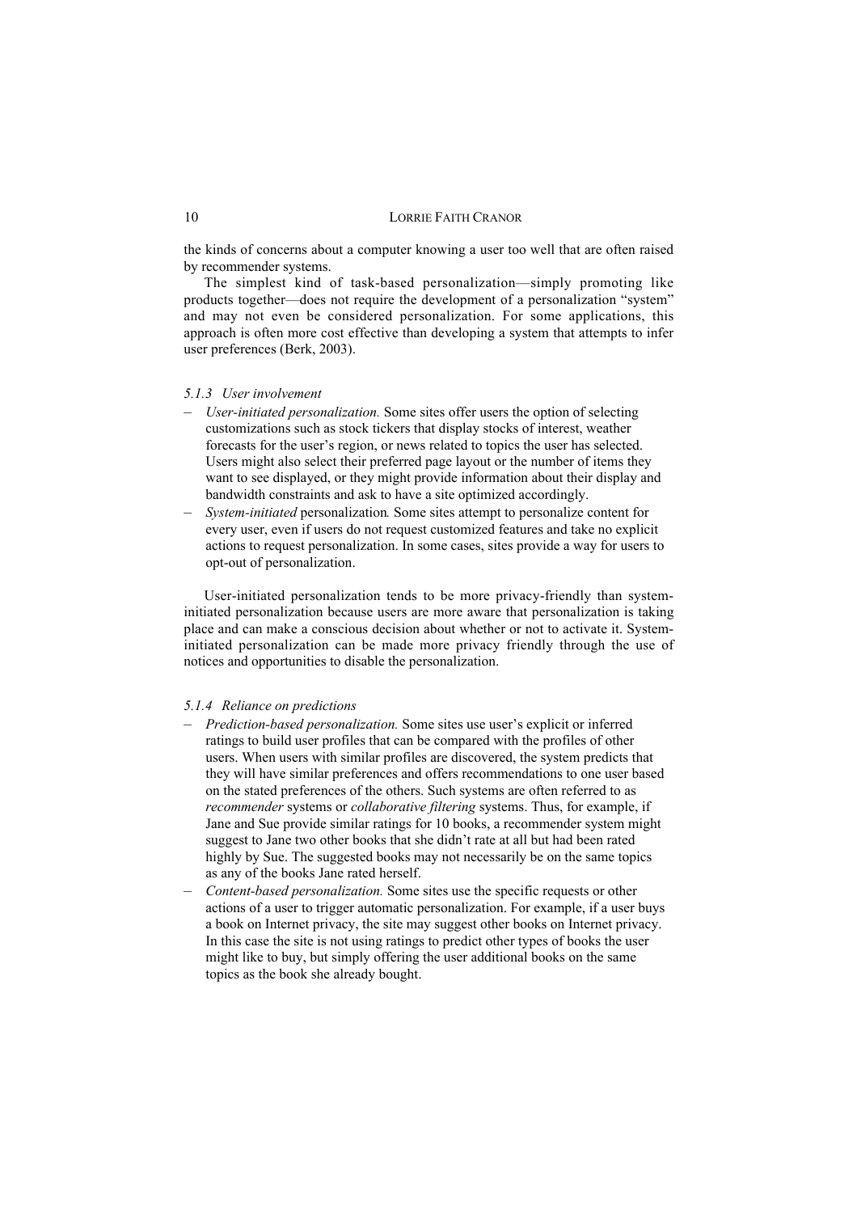the kinds of concerns about a computer knowing a user too well that are often raised by recommender systems.

The simplest kind of task-based personalization—simply promoting like products together—does not require the development of a personalization "system" and may not even be considered personalization. For some applications, this approach is often more cost effective than developing a system that attempts to infer user preferences (Berk, 2003).

#### *5.1.3 User involvement*

- *User-initiated personalization.* Some sites offer users the option of selecting customizations such as stock tickers that display stocks of interest, weather forecasts for the user's region, or news related to topics the user has selected. Users might also select their preferred page layout or the number of items they want to see displayed, or they might provide information about their display and bandwidth constraints and ask to have a site optimized accordingly.
- *System-initiated* personalization*.* Some sites attempt to personalize content for every user, even if users do not request customized features and take no explicit actions to request personalization. In some cases, sites provide a way for users to opt-out of personalization.

User-initiated personalization tends to be more privacy-friendly than system-initiated personalization because users are more aware that personalization is taking place and can make a conscious decision about whether or not to activate it. System-initiated personalization can be made more privacy friendly through the use of notices and opportunities to disable the personalization.

#### *5.1.4 Reliance on predictions*

- *Prediction-based personalization.* Some sites use user's explicit or inferred ratings to build user profiles that can be compared with the profiles of other users. When users with similar profiles are discovered, the system predicts that they will have similar preferences and offers recommendations to one user based on the stated preferences of the others. Such systems are often referred to as *recommender* systems or *collaborative filtering* systems. Thus, for example, if Jane and Sue provide similar ratings for 10 books, a recommender system might suggest to Jane two other books that she didn't rate at all but had been rated highly by Sue. The suggested books may not necessarily be on the same topics as any of the books Jane rated herself.
- *Content-based personalization.* Some sites use the specific requests or other actions of a user to trigger automatic personalization. For example, if a user buys a book on Internet privacy, the site may suggest other books on Internet privacy. In this case the site is not using ratings to predict other types of books the user might like to buy, but simply offering the user additional books on the same topics as the book she already bought.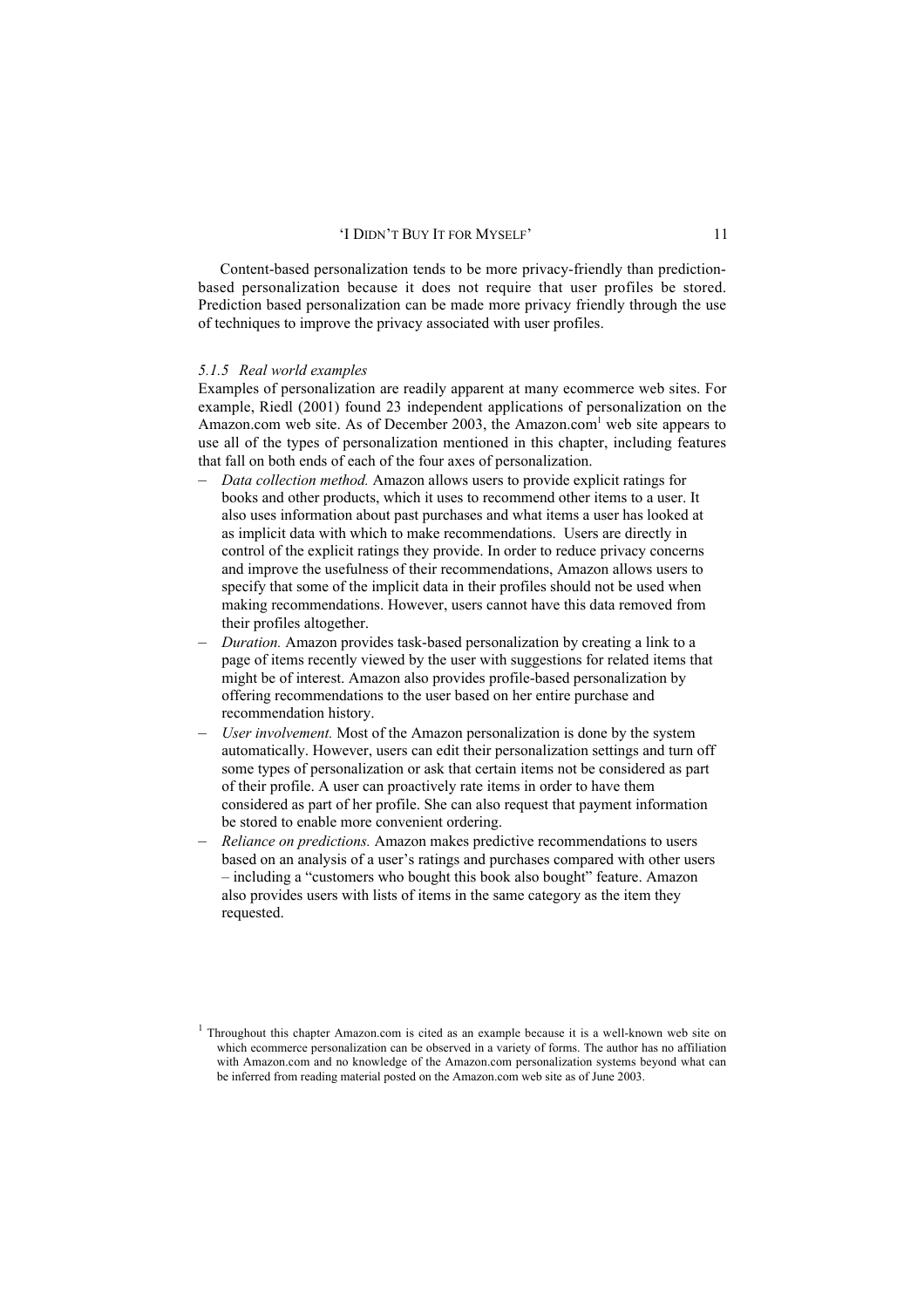Content-based personalization tends to be more privacy-friendly than prediction-based personalization because it does not require that user profiles be stored. Prediction based personalization can be made more privacy friendly through the use of techniques to improve the privacy associated with user profiles.

### *5.1.5 Real world examples*

Examples of personalization are readily apparent at many ecommerce web sites. For example, Riedl (2001) found 23 independent applications of personalization on the Amazon.com web site. As of December 2003, the Amazon.com[1] web site appears to use all of the types of personalization mentioned in this chapter, including features that fall on both ends of each of the four axes of personalization.

– *Data collection method.* Amazon allows users to provide explicit ratings for books and other products, which it uses to recommend other items to a user. It also uses information about past purchases and what items a user has looked at as implicit data with which to make recommendations. Users are directly in control of the explicit ratings they provide. In order to reduce privacy concerns and improve the usefulness of their recommendations, Amazon allows users to specify that some of the implicit data in their profiles should not be used when making recommendations. However, users cannot have this data removed from their profiles altogether.

– *Duration.* Amazon provides task-based personalization by creating a link to a page of items recently viewed by the user with suggestions for related items that might be of interest. Amazon also provides profile-based personalization by offering recommendations to the user based on her entire purchase and recommendation history.

– *User involvement.* Most of the Amazon personalization is done by the system automatically. However, users can edit their personalization settings and turn off some types of personalization or ask that certain items not be considered as part of their profile. A user can proactively rate items in order to have them considered as part of her profile. She can also request that payment information be stored to enable more convenient ordering.

– *Reliance on predictions.* Amazon makes predictive recommendations to users based on an analysis of a user's ratings and purchases compared with other users – including a "customers who bought this book also bought" feature. Amazon also provides users with lists of items in the same category as the item they requested.

[1] Throughout this chapter Amazon.com is cited as an example because it is a well-known web site on which ecommerce personalization can be observed in a variety of forms. The author has no affiliation with Amazon.com and no knowledge of the Amazon.com personalization systems beyond what can be inferred from reading material posted on the Amazon.com web site as of June 2003.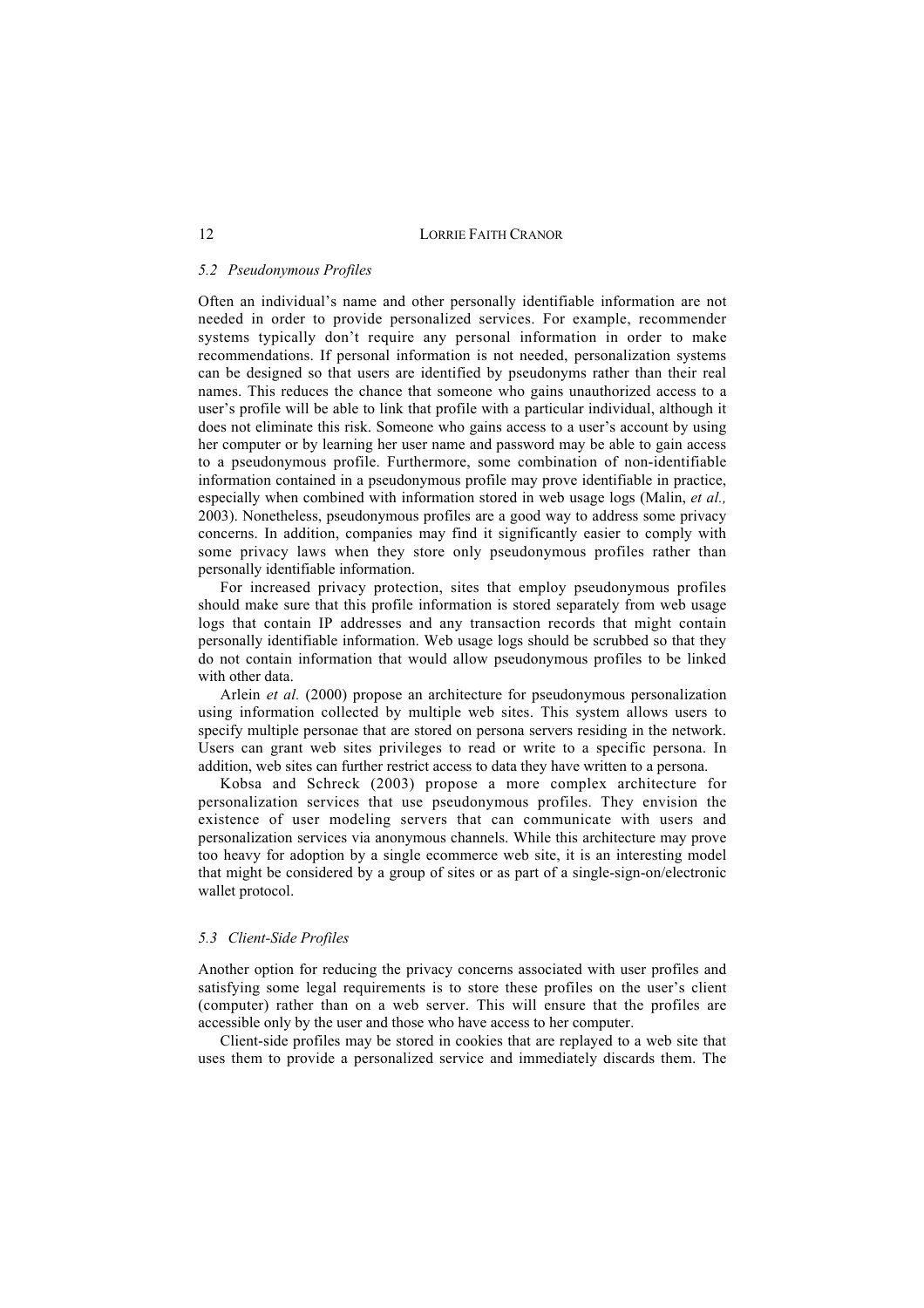### *5.2 Pseudonymous Profiles*

Often an individual's name and other personally identifiable information are not needed in order to provide personalized services. For example, recommender systems typically don't require any personal information in order to make recommendations. If personal information is not needed, personalization systems can be designed so that users are identified by pseudonyms rather than their real names. This reduces the chance that someone who gains unauthorized access to a user's profile will be able to link that profile with a particular individual, although it does not eliminate this risk. Someone who gains access to a user's account by using her computer or by learning her user name and password may be able to gain access to a pseudonymous profile. Furthermore, some combination of non-identifiable information contained in a pseudonymous profile may prove identifiable in practice, especially when combined with information stored in web usage logs (Malin, *et al.,* 2003). Nonetheless, pseudonymous profiles are a good way to address some privacy concerns. In addition, companies may find it significantly easier to comply with some privacy laws when they store only pseudonymous profiles rather than personally identifiable information.

For increased privacy protection, sites that employ pseudonymous profiles should make sure that this profile information is stored separately from web usage logs that contain IP addresses and any transaction records that might contain personally identifiable information. Web usage logs should be scrubbed so that they do not contain information that would allow pseudonymous profiles to be linked with other data.

Arlein *et al.* (2000) propose an architecture for pseudonymous personalization using information collected by multiple web sites. This system allows users to specify multiple personae that are stored on persona servers residing in the network. Users can grant web sites privileges to read or write to a specific persona. In addition, web sites can further restrict access to data they have written to a persona.

Kobsa and Schreck (2003) propose a more complex architecture for personalization services that use pseudonymous profiles. They envision the existence of user modeling servers that can communicate with users and personalization services via anonymous channels. While this architecture may prove too heavy for adoption by a single ecommerce web site, it is an interesting model that might be considered by a group of sites or as part of a single-sign-on/electronic wallet protocol.

### *5.3 Client-Side Profiles*

Another option for reducing the privacy concerns associated with user profiles and satisfying some legal requirements is to store these profiles on the user's client (computer) rather than on a web server. This will ensure that the profiles are accessible only by the user and those who have access to her computer.

Client-side profiles may be stored in cookies that are replayed to a web site that uses them to provide a personalized service and immediately discards them. The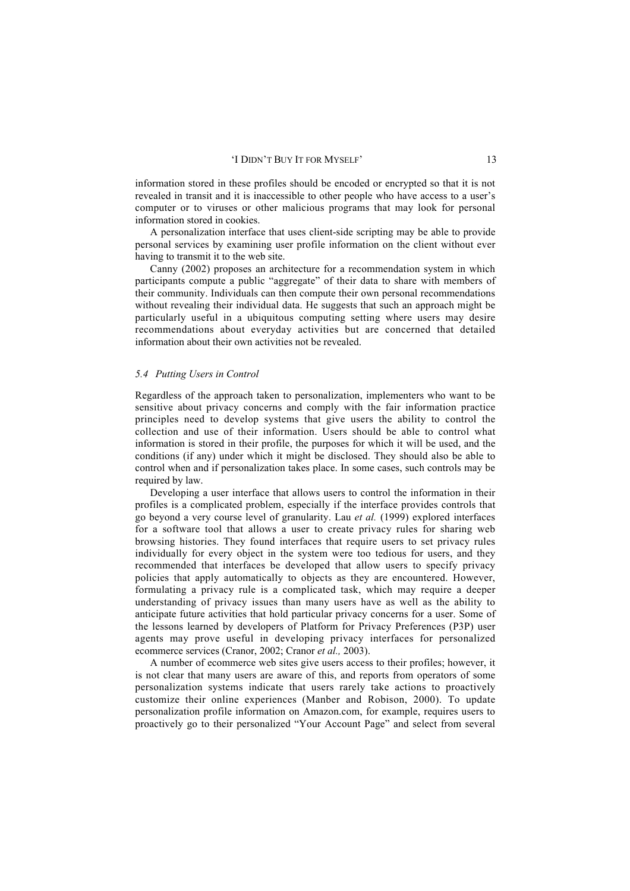information stored in these profiles should be encoded or encrypted so that it is not revealed in transit and it is inaccessible to other people who have access to a user's computer or to viruses or other malicious programs that may look for personal information stored in cookies.

A personalization interface that uses client-side scripting may be able to provide personal services by examining user profile information on the client without ever having to transmit it to the web site.

Canny (2002) proposes an architecture for a recommendation system in which participants compute a public "aggregate" of their data to share with members of their community. Individuals can then compute their own personal recommendations without revealing their individual data. He suggests that such an approach might be particularly useful in a ubiquitous computing setting where users may desire recommendations about everyday activities but are concerned that detailed information about their own activities not be revealed.

### *5.4 Putting Users in Control*

Regardless of the approach taken to personalization, implementers who want to be sensitive about privacy concerns and comply with the fair information practice principles need to develop systems that give users the ability to control the collection and use of their information. Users should be able to control what information is stored in their profile, the purposes for which it will be used, and the conditions (if any) under which it might be disclosed. They should also be able to control when and if personalization takes place. In some cases, such controls may be required by law.

Developing a user interface that allows users to control the information in their profiles is a complicated problem, especially if the interface provides controls that go beyond a very course level of granularity. Lau *et al.* (1999) explored interfaces for a software tool that allows a user to create privacy rules for sharing web browsing histories. They found interfaces that require users to set privacy rules individually for every object in the system were too tedious for users, and they recommended that interfaces be developed that allow users to specify privacy policies that apply automatically to objects as they are encountered. However, formulating a privacy rule is a complicated task, which may require a deeper understanding of privacy issues than many users have as well as the ability to anticipate future activities that hold particular privacy concerns for a user. Some of the lessons learned by developers of Platform for Privacy Preferences (P3P) user agents may prove useful in developing privacy interfaces for personalized ecommerce services (Cranor, 2002; Cranor *et al.,* 2003).

A number of ecommerce web sites give users access to their profiles; however, it is not clear that many users are aware of this, and reports from operators of some personalization systems indicate that users rarely take actions to proactively customize their online experiences (Manber and Robison, 2000). To update personalization profile information on Amazon.com, for example, requires users to proactively go to their personalized "Your Account Page" and select from several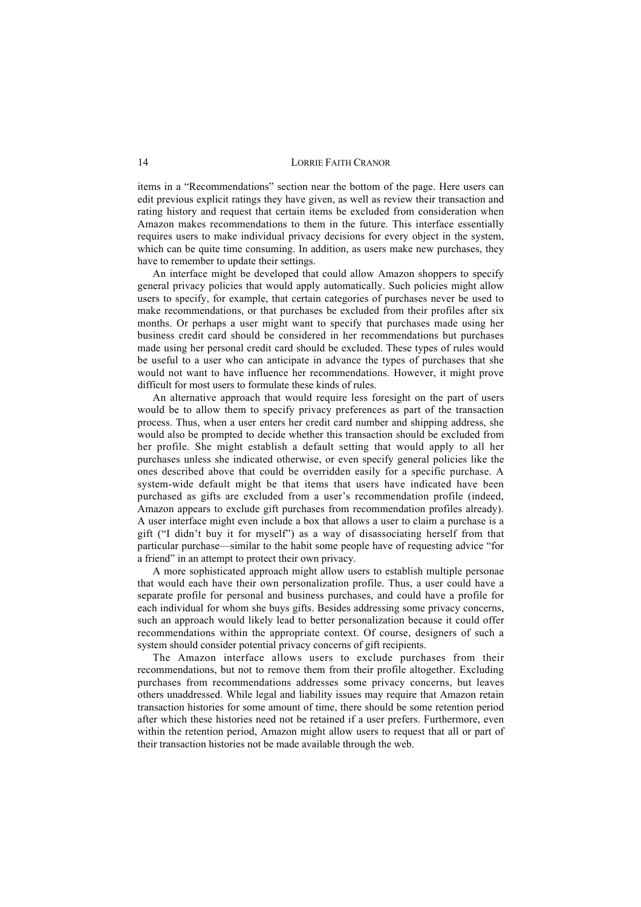items in a "Recommendations" section near the bottom of the page. Here users can edit previous explicit ratings they have given, as well as review their transaction and rating history and request that certain items be excluded from consideration when Amazon makes recommendations to them in the future. This interface essentially requires users to make individual privacy decisions for every object in the system, which can be quite time consuming. In addition, as users make new purchases, they have to remember to update their settings.

An interface might be developed that could allow Amazon shoppers to specify general privacy policies that would apply automatically. Such policies might allow users to specify, for example, that certain categories of purchases never be used to make recommendations, or that purchases be excluded from their profiles after six months. Or perhaps a user might want to specify that purchases made using her business credit card should be considered in her recommendations but purchases made using her personal credit card should be excluded. These types of rules would be useful to a user who can anticipate in advance the types of purchases that she would not want to have influence her recommendations. However, it might prove difficult for most users to formulate these kinds of rules.

An alternative approach that would require less foresight on the part of users would be to allow them to specify privacy preferences as part of the transaction process. Thus, when a user enters her credit card number and shipping address, she would also be prompted to decide whether this transaction should be excluded from her profile. She might establish a default setting that would apply to all her purchases unless she indicated otherwise, or even specify general policies like the ones described above that could be overridden easily for a specific purchase. A system-wide default might be that items that users have indicated have been purchased as gifts are excluded from a user's recommendation profile (indeed, Amazon appears to exclude gift purchases from recommendation profiles already). A user interface might even include a box that allows a user to claim a purchase is a gift ("I didn't buy it for myself") as a way of disassociating herself from that particular purchase—similar to the habit some people have of requesting advice "for a friend" in an attempt to protect their own privacy.

A more sophisticated approach might allow users to establish multiple personae that would each have their own personalization profile. Thus, a user could have a separate profile for personal and business purchases, and could have a profile for each individual for whom she buys gifts. Besides addressing some privacy concerns, such an approach would likely lead to better personalization because it could offer recommendations within the appropriate context. Of course, designers of such a system should consider potential privacy concerns of gift recipients.

The Amazon interface allows users to exclude purchases from their recommendations, but not to remove them from their profile altogether. Excluding purchases from recommendations addresses some privacy concerns, but leaves others unaddressed. While legal and liability issues may require that Amazon retain transaction histories for some amount of time, there should be some retention period after which these histories need not be retained if a user prefers. Furthermore, even within the retention period, Amazon might allow users to request that all or part of their transaction histories not be made available through the web.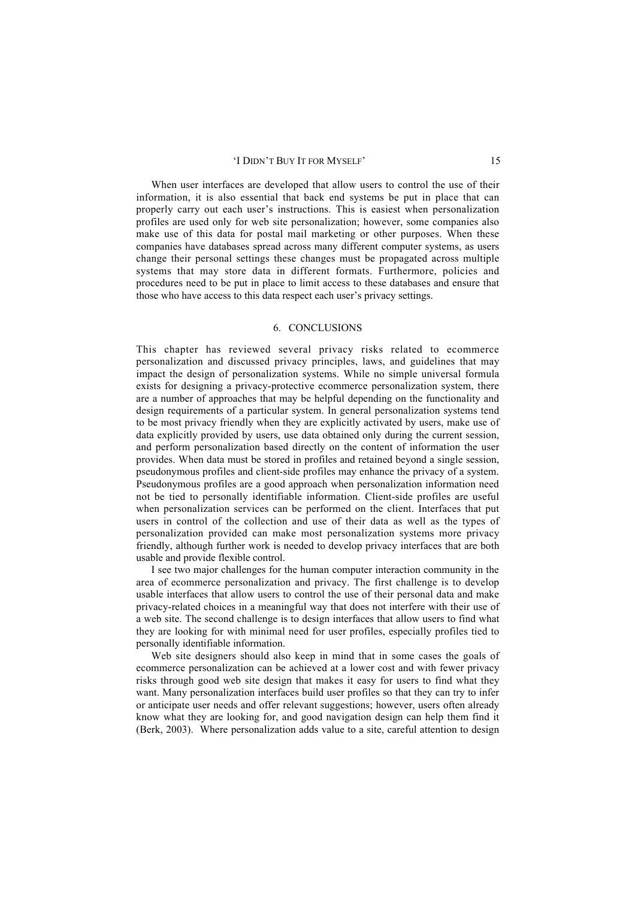When user interfaces are developed that allow users to control the use of their information, it is also essential that back end systems be put in place that can properly carry out each user's instructions. This is easiest when personalization profiles are used only for web site personalization; however, some companies also make use of this data for postal mail marketing or other purposes. When these companies have databases spread across many different computer systems, as users change their personal settings these changes must be propagated across multiple systems that may store data in different formats. Furthermore, policies and procedures need to be put in place to limit access to these databases and ensure that those who have access to this data respect each user's privacy settings.

## 6. CONCLUSIONS

This chapter has reviewed several privacy risks related to ecommerce personalization and discussed privacy principles, laws, and guidelines that may impact the design of personalization systems. While no simple universal formula exists for designing a privacy-protective ecommerce personalization system, there are a number of approaches that may be helpful depending on the functionality and design requirements of a particular system. In general personalization systems tend to be most privacy friendly when they are explicitly activated by users, make use of data explicitly provided by users, use data obtained only during the current session, and perform personalization based directly on the content of information the user provides. When data must be stored in profiles and retained beyond a single session, pseudonymous profiles and client-side profiles may enhance the privacy of a system. Pseudonymous profiles are a good approach when personalization information need not be tied to personally identifiable information. Client-side profiles are useful when personalization services can be performed on the client. Interfaces that put users in control of the collection and use of their data as well as the types of personalization provided can make most personalization systems more privacy friendly, although further work is needed to develop privacy interfaces that are both usable and provide flexible control.

I see two major challenges for the human computer interaction community in the area of ecommerce personalization and privacy. The first challenge is to develop usable interfaces that allow users to control the use of their personal data and make privacy-related choices in a meaningful way that does not interfere with their use of a web site. The second challenge is to design interfaces that allow users to find what they are looking for with minimal need for user profiles, especially profiles tied to personally identifiable information.

Web site designers should also keep in mind that in some cases the goals of ecommerce personalization can be achieved at a lower cost and with fewer privacy risks through good web site design that makes it easy for users to find what they want. Many personalization interfaces build user profiles so that they can try to infer or anticipate user needs and offer relevant suggestions; however, users often already know what they are looking for, and good navigation design can help them find it (Berk, 2003). Where personalization adds value to a site, careful attention to design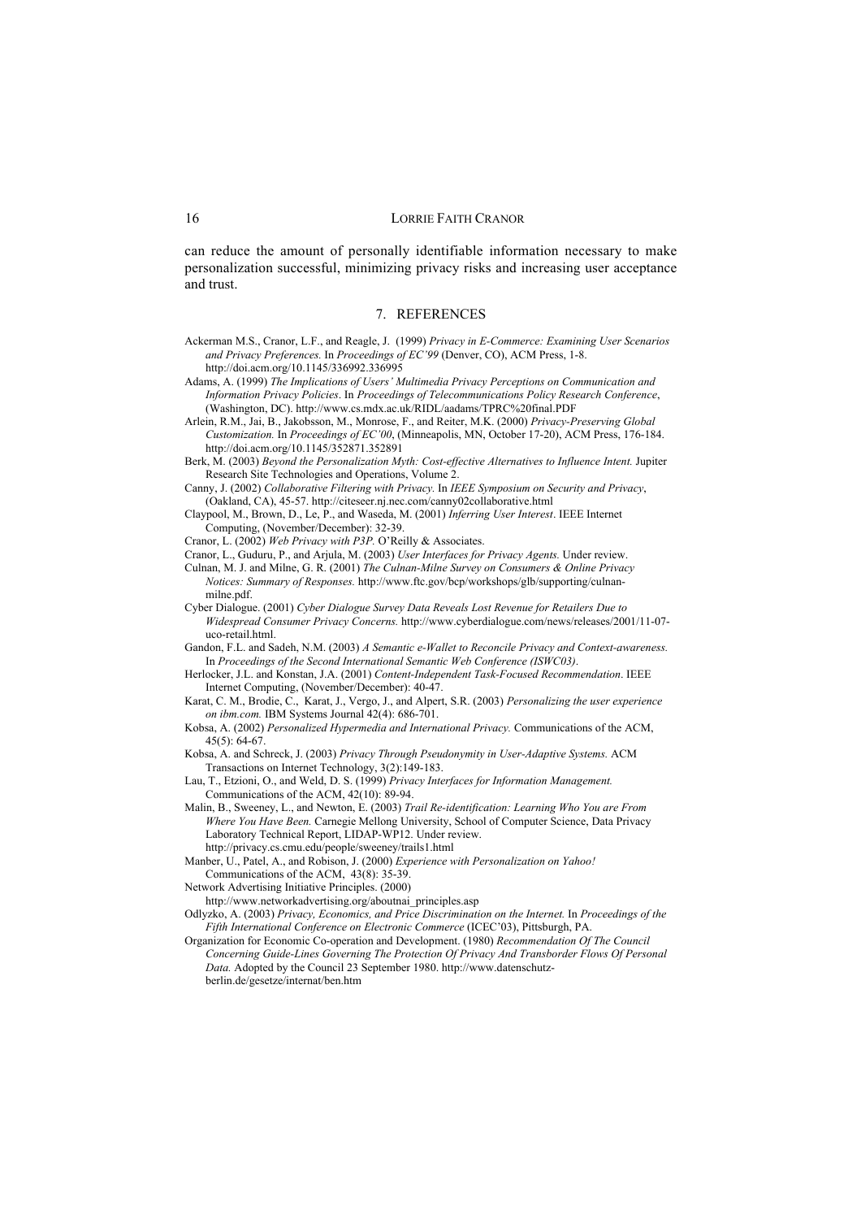can reduce the amount of personally identifiable information necessary to make personalization successful, minimizing privacy risks and increasing user acceptance and trust.

## 7. REFERENCES

Ackerman M.S., Cranor, L.F., and Reagle, J. (1999) *Privacy in E-Commerce: Examining User Scenarios and Privacy Preferences.* In *Proceedings of EC'99* (Denver, CO), ACM Press, 1-8. http://doi.acm.org/10.1145/336992.336995

Adams, A. (1999) *The Implications of Users' Multimedia Privacy Perceptions on Communication and Information Privacy Policies*. In *Proceedings of Telecommunications Policy Research Conference*, (Washington, DC). http://www.cs.mdx.ac.uk/RIDL/aadams/TPRC%20final.PDF

Arlein, R.M., Jai, B., Jakobsson, M., Monrose, F., and Reiter, M.K. (2000) *Privacy-Preserving Global Customization.* In *Proceedings of EC'00*, (Minneapolis, MN, October 17-20), ACM Press, 176-184. http://doi.acm.org/10.1145/352871.352891

Berk, M. (2003) *Beyond the Personalization Myth: Cost-effective Alternatives to Influence Intent.* Jupiter Research Site Technologies and Operations, Volume 2.

Canny, J. (2002) *Collaborative Filtering with Privacy.* In *IEEE Symposium on Security and Privacy*, (Oakland, CA), 45-57. http://citeseer.nj.nec.com/canny02collaborative.html

Claypool, M., Brown, D., Le, P., and Waseda, M. (2001) *Inferring User Interest*. IEEE Internet Computing, (November/December): 32-39.

Cranor, L. (2002) *Web Privacy with P3P.* O'Reilly & Associates.

Cranor, L., Guduru, P., and Arjula, M. (2003) *User Interfaces for Privacy Agents.* Under review.

Culnan, M. J. and Milne, G. R. (2001) *The Culnan-Milne Survey on Consumers & Online Privacy Notices: Summary of Responses.* http://www.ftc.gov/bcp/workshops/glb/supporting/culnan-milne.pdf.

Cyber Dialogue. (2001) *Cyber Dialogue Survey Data Reveals Lost Revenue for Retailers Due to Widespread Consumer Privacy Concerns.* http://www.cyberdialogue.com/news/releases/2001/11-07-uco-retail.html.

Gandon, F.L. and Sadeh, N.M. (2003) *A Semantic e-Wallet to Reconcile Privacy and Context-awareness.* In *Proceedings of the Second International Semantic Web Conference (ISWC03)*.

Herlocker, J.L. and Konstan, J.A. (2001) *Content-Independent Task-Focused Recommendation*. IEEE Internet Computing, (November/December): 40-47.

Karat, C. M., Brodie, C., Karat, J., Vergo, J., and Alpert, S.R. (2003) *Personalizing the user experience on ibm.com.* IBM Systems Journal 42(4): 686-701.

Kobsa, A. (2002) *Personalized Hypermedia and International Privacy.* Communications of the ACM, 45(5): 64-67.

Kobsa, A. and Schreck, J. (2003) *Privacy Through Pseudonymity in User-Adaptive Systems.* ACM Transactions on Internet Technology, 3(2):149-183.

Lau, T., Etzioni, O., and Weld, D. S. (1999) *Privacy Interfaces for Information Management.* Communications of the ACM, 42(10): 89-94.

Malin, B., Sweeney, L., and Newton, E. (2003) *Trail Re-identification: Learning Who You are From Where You Have Been.* Carnegie Mellong University, School of Computer Science, Data Privacy Laboratory Technical Report, LIDAP-WP12. Under review. http://privacy.cs.cmu.edu/people/sweeney/trails1.html

Manber, U., Patel, A., and Robison, J. (2000) *Experience with Personalization on Yahoo!* Communications of the ACM, 43(8): 35-39.

Network Advertising Initiative Principles. (2000) http://www.networkadvertising.org/aboutnai_principles.asp

Odlyzko, A. (2003) *Privacy, Economics, and Price Discrimination on the Internet.* In *Proceedings of the Fifth International Conference on Electronic Commerce* (ICEC'03), Pittsburgh, PA.

Organization for Economic Co-operation and Development. (1980) *Recommendation Of The Council Concerning Guide-Lines Governing The Protection Of Privacy And Transborder Flows Of Personal Data.* Adopted by the Council 23 September 1980. http://www.datenschutz-berlin.de/gesetze/internat/ben.htm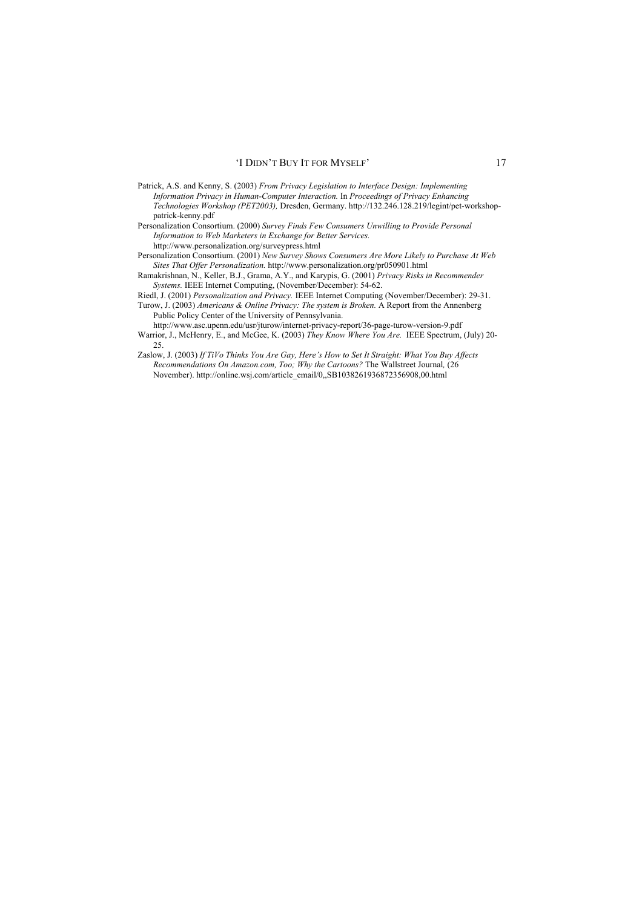Patrick, A.S. and Kenny, S. (2003) *From Privacy Legislation to Interface Design: Implementing Information Privacy in Human-Computer Interaction.* In *Proceedings of Privacy Enhancing Technologies Workshop (PET2003),* Dresden, Germany. http://132.246.128.219/legint/pet-workshop-patrick-kenny.pdf

Personalization Consortium. (2000) *Survey Finds Few Consumers Unwilling to Provide Personal Information to Web Marketers in Exchange for Better Services.* http://www.personalization.org/surveypress.html

Personalization Consortium. (2001) *New Survey Shows Consumers Are More Likely to Purchase At Web Sites That Offer Personalization.* http://www.personalization.org/pr050901.html

Ramakrishnan, N., Keller, B.J., Grama, A.Y., and Karypis, G. (2001) *Privacy Risks in Recommender Systems.* IEEE Internet Computing, (November/December): 54-62.

Riedl, J. (2001) *Personalization and Privacy.* IEEE Internet Computing (November/December): 29-31.

Turow, J. (2003) *Americans & Online Privacy: The system is Broken.* A Report from the Annenberg Public Policy Center of the University of Pennsylvania. http://www.asc.upenn.edu/usr/jturow/internet-privacy-report/36-page-turow-version-9.pdf

Warrior, J., McHenry, E., and McGee, K. (2003) *They Know Where You Are.* IEEE Spectrum, (July) 20-25.

Zaslow, J. (2003) *If TiVo Thinks You Are Gay, Here's How to Set It Straight: What You Buy Affects Recommendations On Amazon.com, Too; Why the Cartoons?* The Wallstreet Journal*,* (26 November). http://online.wsj.com/article_email/0,,SB1038261936872356908,00.html